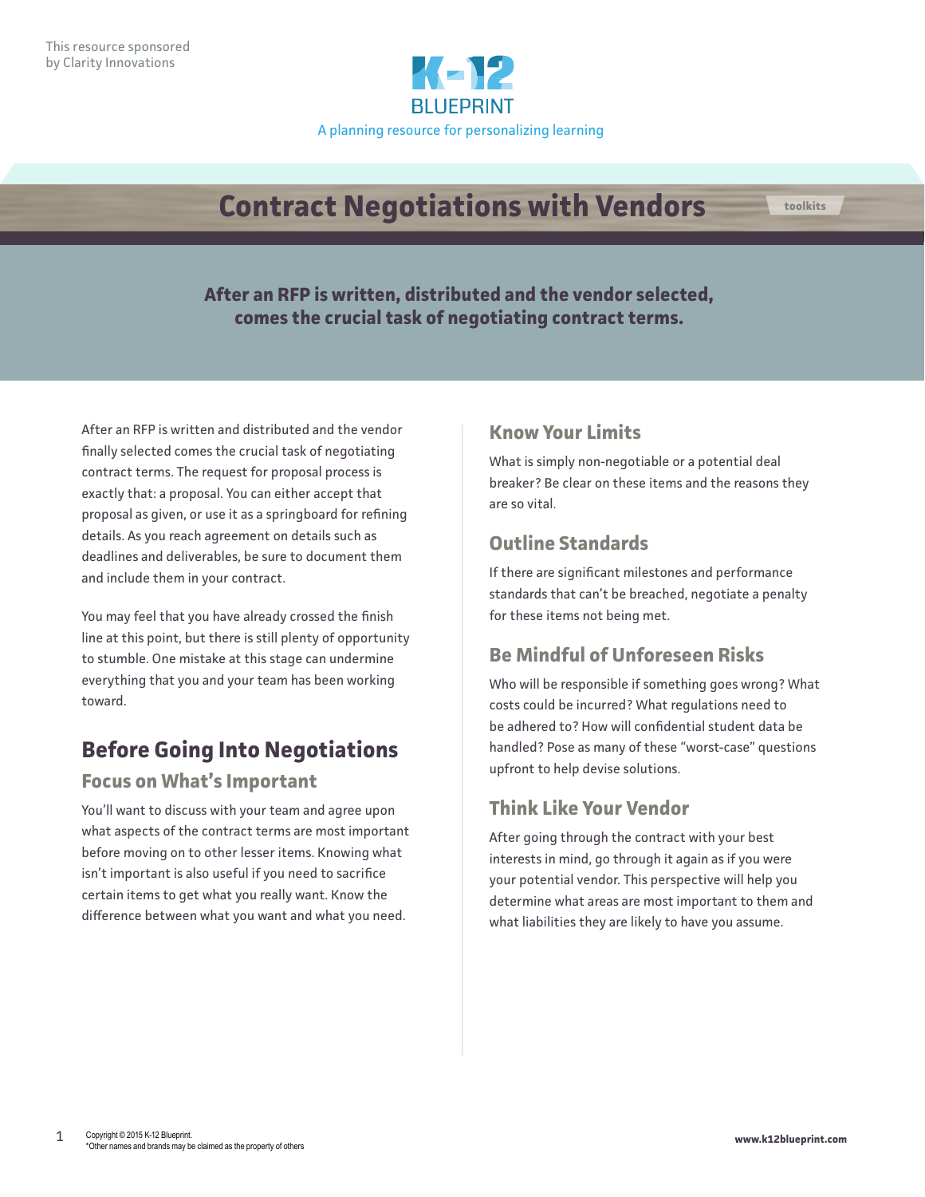This resource sponsored by Clarity Innovations

K-12 BLUEPRINT

A planning resource for personalizing learning

# Contract Negotiations with Vendors

toolkits

**After an RFP is written, distributed and the vendor selected, comes the crucial task of negotiating contract terms.**

After an RFP is written and distributed and the vendor finally selected comes the crucial task of negotiating contract terms. The request for proposal process is exactly that: a proposal. You can either accept that proposal as given, or use it as a springboard for refining details. As you reach agreement on details such as deadlines and deliverables, be sure to document them and include them in your contract.

You may feel that you have already crossed the finish line at this point, but there is still plenty of opportunity to stumble. One mistake at this stage can undermine everything that you and your team has been working toward.

## Before Going Into Negotiations

### Focus on What's Important

You'll want to discuss with your team and agree upon what aspects of the contract terms are most important before moving on to other lesser items. Knowing what isn't important is also useful if you need to sacrifice certain items to get what you really want. Know the difference between what you want and what you need.

### Know Your Limits

What is simply non-negotiable or a potential deal breaker? Be clear on these items and the reasons they are so vital.

### Outline Standards

If there are significant milestones and performance standards that can't be breached, negotiate a penalty for these items not being met.

### Be Mindful of Unforeseen Risks

Who will be responsible if something goes wrong? What costs could be incurred? What regulations need to be adhered to? How will confidential student data be handled? Pose as many of these "worst-case" questions upfront to help devise solutions.

### Think Like Your Vendor

After going through the contract with your best interests in mind, go through it again as if you were your potential vendor. This perspective will help you determine what areas are most important to them and what liabilities they are likely to have you assume.

Copyright © 2015 K-12 Blueprint.
*Other names and brands may be claimed as the property of others

www.k12blueprint.com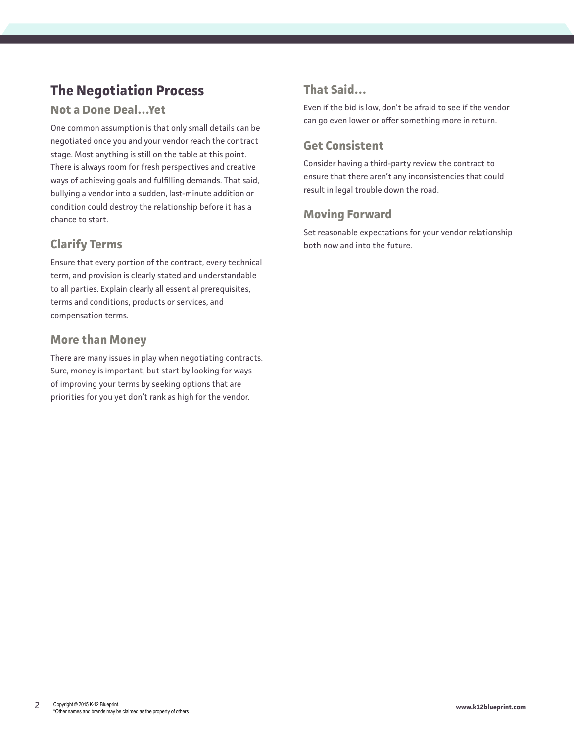## The Negotiation Process

### Not a Done Deal…Yet

One common assumption is that only small details can be negotiated once you and your vendor reach the contract stage. Most anything is still on the table at this point. There is always room for fresh perspectives and creative ways of achieving goals and fulfilling demands. That said, bullying a vendor into a sudden, last-minute addition or condition could destroy the relationship before it has a chance to start.

### Clarify Terms

Ensure that every portion of the contract, every technical term, and provision is clearly stated and understandable to all parties. Explain clearly all essential prerequisites, terms and conditions, products or services, and compensation terms.

### More than Money

There are many issues in play when negotiating contracts. Sure, money is important, but start by looking for ways of improving your terms by seeking options that are priorities for you yet don't rank as high for the vendor.

### That Said…

Even if the bid is low, don't be afraid to see if the vendor can go even lower or offer something more in return.

### Get Consistent

Consider having a third-party review the contract to ensure that there aren't any inconsistencies that could result in legal trouble down the road.

### Moving Forward

Set reasonable expectations for your vendor relationship both now and into the future.

Copyright © 2015 K-12 Blueprint.
*Other names and brands may be claimed as the property of others

www.k12blueprint.com